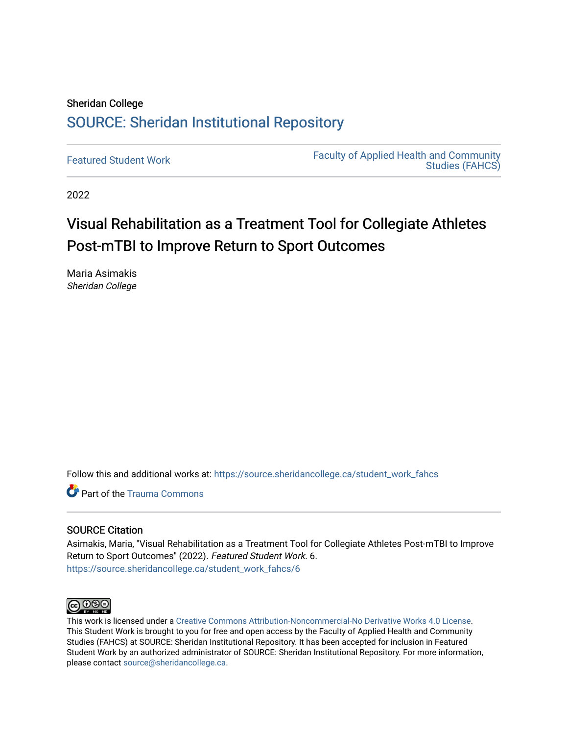Sheridan College

# SOURCE: Sheridan Institutional Repository

Featured Student Work

Faculty of Applied Health and Community Studies (FAHCS)

2022

# Visual Rehabilitation as a Treatment Tool for Collegiate Athletes Post-mTBI to Improve Return to Sport Outcomes

Maria Asimakis
*Sheridan College*

Follow this and additional works at: https://source.sheridancollege.ca/student_work_fahcs

Part of the Trauma Commons

## SOURCE Citation

Asimakis, Maria, "Visual Rehabilitation as a Treatment Tool for Collegiate Athletes Post-mTBI to Improve Return to Sport Outcomes" (2022). *Featured Student Work*. 6.
https://source.sheridancollege.ca/student_work_fahcs/6

This work is licensed under a Creative Commons Attribution-Noncommercial-No Derivative Works 4.0 License.
This Student Work is brought to you for free and open access by the Faculty of Applied Health and Community Studies (FAHCS) at SOURCE: Sheridan Institutional Repository. It has been accepted for inclusion in Featured Student Work by an authorized administrator of SOURCE: Sheridan Institutional Repository. For more information, please contact source@sheridancollege.ca.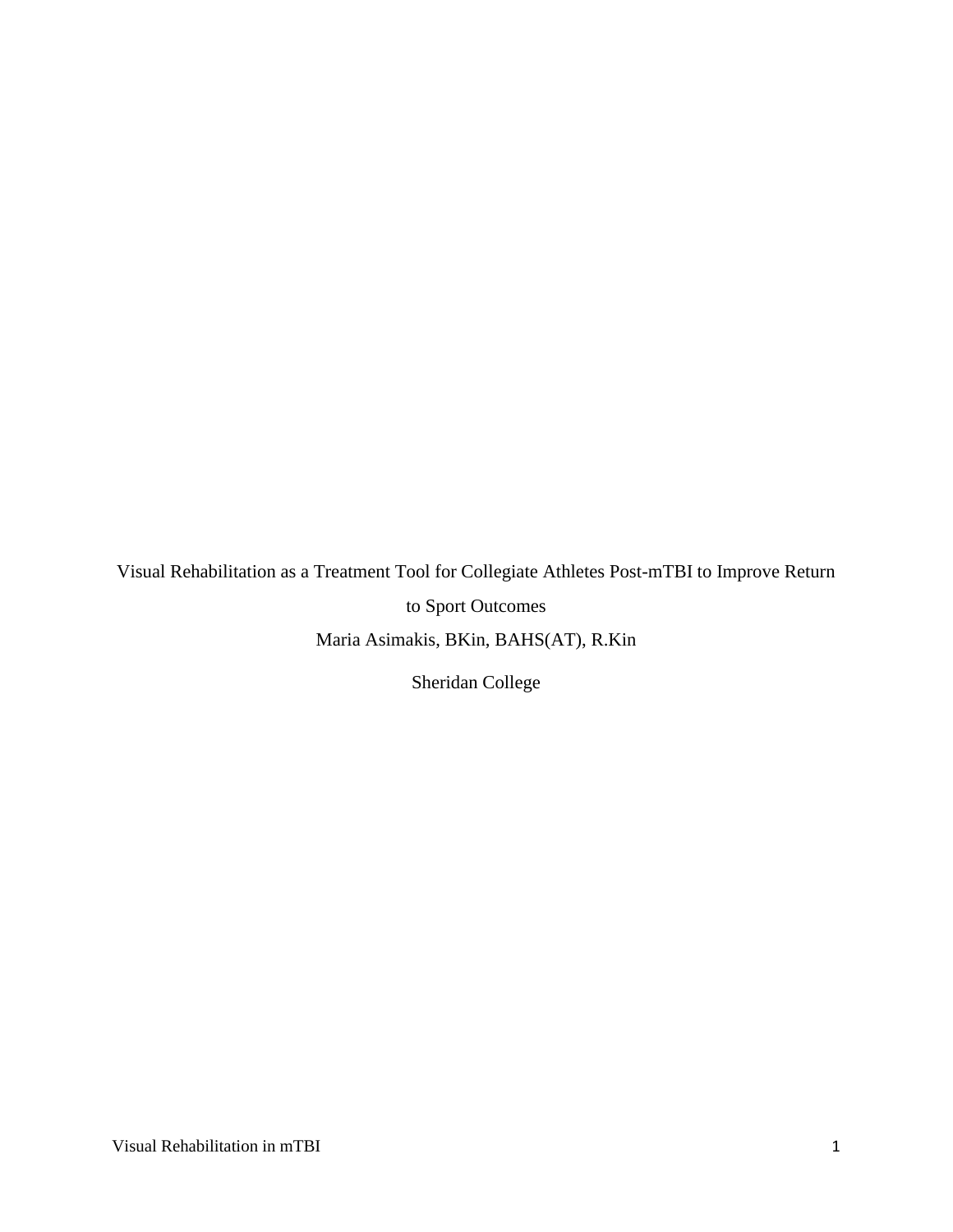Visual Rehabilitation as a Treatment Tool for Collegiate Athletes Post-mTBI to Improve Return to Sport Outcomes

Maria Asimakis, BKin, BAHS(AT), R.Kin

Sheridan College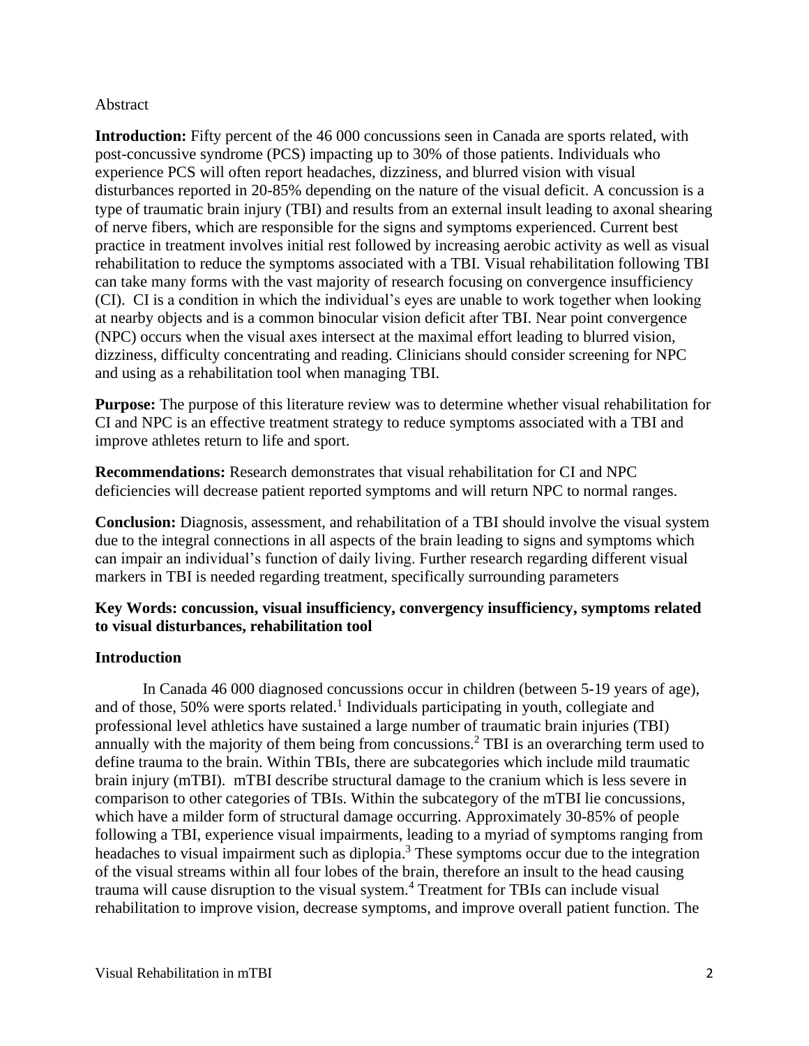Abstract

**Introduction:** Fifty percent of the 46 000 concussions seen in Canada are sports related, with post-concussive syndrome (PCS) impacting up to 30% of those patients. Individuals who experience PCS will often report headaches, dizziness, and blurred vision with visual disturbances reported in 20-85% depending on the nature of the visual deficit. A concussion is a type of traumatic brain injury (TBI) and results from an external insult leading to axonal shearing of nerve fibers, which are responsible for the signs and symptoms experienced. Current best practice in treatment involves initial rest followed by increasing aerobic activity as well as visual rehabilitation to reduce the symptoms associated with a TBI. Visual rehabilitation following TBI can take many forms with the vast majority of research focusing on convergence insufficiency (CI). CI is a condition in which the individual's eyes are unable to work together when looking at nearby objects and is a common binocular vision deficit after TBI. Near point convergence (NPC) occurs when the visual axes intersect at the maximal effort leading to blurred vision, dizziness, difficulty concentrating and reading. Clinicians should consider screening for NPC and using as a rehabilitation tool when managing TBI.

**Purpose:** The purpose of this literature review was to determine whether visual rehabilitation for CI and NPC is an effective treatment strategy to reduce symptoms associated with a TBI and improve athletes return to life and sport.

**Recommendations:** Research demonstrates that visual rehabilitation for CI and NPC deficiencies will decrease patient reported symptoms and will return NPC to normal ranges.

**Conclusion:** Diagnosis, assessment, and rehabilitation of a TBI should involve the visual system due to the integral connections in all aspects of the brain leading to signs and symptoms which can impair an individual's function of daily living. Further research regarding different visual markers in TBI is needed regarding treatment, specifically surrounding parameters

**Key Words: concussion, visual insufficiency, convergency insufficiency, symptoms related to visual disturbances, rehabilitation tool**

## Introduction

In Canada 46 000 diagnosed concussions occur in children (between 5-19 years of age), and of those, 50% were sports related.[1] Individuals participating in youth, collegiate and professional level athletics have sustained a large number of traumatic brain injuries (TBI) annually with the majority of them being from concussions.[2] TBI is an overarching term used to define trauma to the brain. Within TBIs, there are subcategories which include mild traumatic brain injury (mTBI). mTBI describe structural damage to the cranium which is less severe in comparison to other categories of TBIs. Within the subcategory of the mTBI lie concussions, which have a milder form of structural damage occurring. Approximately 30-85% of people following a TBI, experience visual impairments, leading to a myriad of symptoms ranging from headaches to visual impairment such as diplopia.[3] These symptoms occur due to the integration of the visual streams within all four lobes of the brain, therefore an insult to the head causing trauma will cause disruption to the visual system.[4] Treatment for TBIs can include visual rehabilitation to improve vision, decrease symptoms, and improve overall patient function. The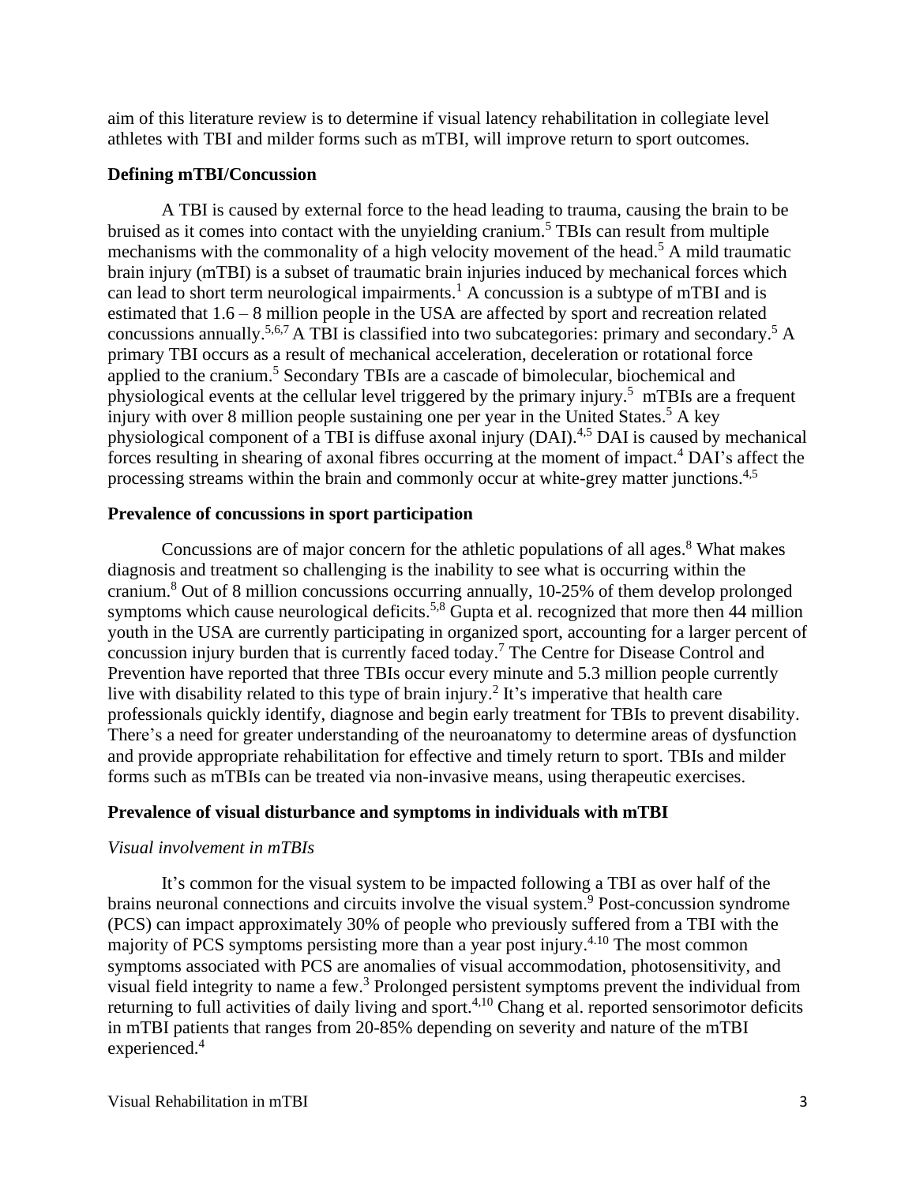aim of this literature review is to determine if visual latency rehabilitation in collegiate level athletes with TBI and milder forms such as mTBI, will improve return to sport outcomes.

**Defining mTBI/Concussion**

A TBI is caused by external force to the head leading to trauma, causing the brain to be bruised as it comes into contact with the unyielding cranium.[5] TBIs can result from multiple mechanisms with the commonality of a high velocity movement of the head.[5] A mild traumatic brain injury (mTBI) is a subset of traumatic brain injuries induced by mechanical forces which can lead to short term neurological impairments.[1] A concussion is a subtype of mTBI and is estimated that 1.6 – 8 million people in the USA are affected by sport and recreation related concussions annually.[5,6,7] A TBI is classified into two subcategories: primary and secondary.[5] A primary TBI occurs as a result of mechanical acceleration, deceleration or rotational force applied to the cranium.[5] Secondary TBIs are a cascade of bimolecular, biochemical and physiological events at the cellular level triggered by the primary injury.[5] mTBIs are a frequent injury with over 8 million people sustaining one per year in the United States.[5] A key physiological component of a TBI is diffuse axonal injury (DAI).[4,5] DAI is caused by mechanical forces resulting in shearing of axonal fibres occurring at the moment of impact.[4] DAI's affect the processing streams within the brain and commonly occur at white-grey matter junctions.[4,5]

**Prevalence of concussions in sport participation**

Concussions are of major concern for the athletic populations of all ages.[8] What makes diagnosis and treatment so challenging is the inability to see what is occurring within the cranium.[8] Out of 8 million concussions occurring annually, 10-25% of them develop prolonged symptoms which cause neurological deficits.[5,8] Gupta et al. recognized that more then 44 million youth in the USA are currently participating in organized sport, accounting for a larger percent of concussion injury burden that is currently faced today.[7] The Centre for Disease Control and Prevention have reported that three TBIs occur every minute and 5.3 million people currently live with disability related to this type of brain injury.[2] It's imperative that health care professionals quickly identify, diagnose and begin early treatment for TBIs to prevent disability. There's a need for greater understanding of the neuroanatomy to determine areas of dysfunction and provide appropriate rehabilitation for effective and timely return to sport. TBIs and milder forms such as mTBIs can be treated via non-invasive means, using therapeutic exercises.

**Prevalence of visual disturbance and symptoms in individuals with mTBI**

*Visual involvement in mTBIs*

It's common for the visual system to be impacted following a TBI as over half of the brains neuronal connections and circuits involve the visual system.[9] Post-concussion syndrome (PCS) can impact approximately 30% of people who previously suffered from a TBI with the majority of PCS symptoms persisting more than a year post injury.[4.10] The most common symptoms associated with PCS are anomalies of visual accommodation, photosensitivity, and visual field integrity to name a few.[3] Prolonged persistent symptoms prevent the individual from returning to full activities of daily living and sport.[4,10] Chang et al. reported sensorimotor deficits in mTBI patients that ranges from 20-85% depending on severity and nature of the mTBI experienced.[4]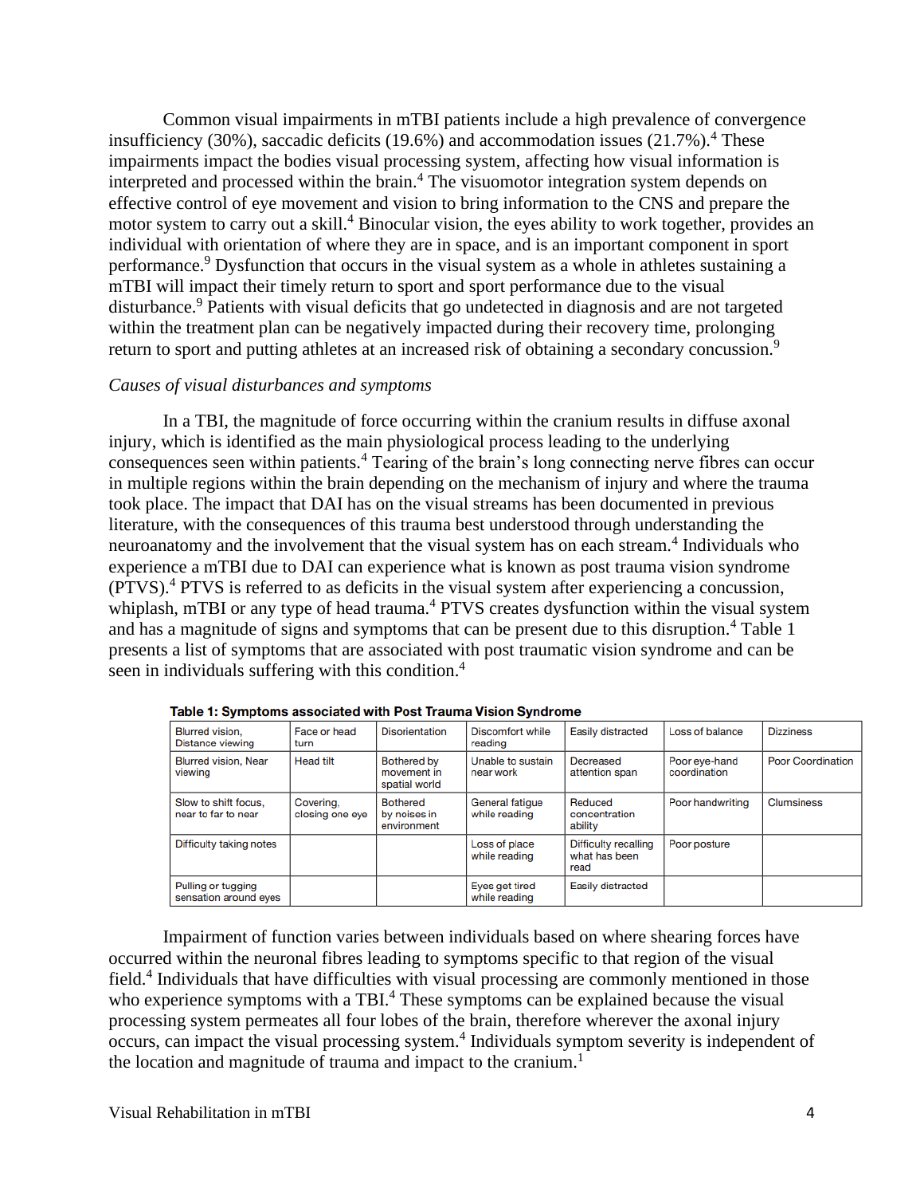Common visual impairments in mTBI patients include a high prevalence of convergence insufficiency (30%), saccadic deficits (19.6%) and accommodation issues (21.7%).[4] These impairments impact the bodies visual processing system, affecting how visual information is interpreted and processed within the brain.[4] The visuomotor integration system depends on effective control of eye movement and vision to bring information to the CNS and prepare the motor system to carry out a skill.[4] Binocular vision, the eyes ability to work together, provides an individual with orientation of where they are in space, and is an important component in sport performance.[9] Dysfunction that occurs in the visual system as a whole in athletes sustaining a mTBI will impact their timely return to sport and sport performance due to the visual disturbance.[9] Patients with visual deficits that go undetected in diagnosis and are not targeted within the treatment plan can be negatively impacted during their recovery time, prolonging return to sport and putting athletes at an increased risk of obtaining a secondary concussion.[9]

*Causes of visual disturbances and symptoms*

In a TBI, the magnitude of force occurring within the cranium results in diffuse axonal injury, which is identified as the main physiological process leading to the underlying consequences seen within patients.[4] Tearing of the brain's long connecting nerve fibres can occur in multiple regions within the brain depending on the mechanism of injury and where the trauma took place. The impact that DAI has on the visual streams has been documented in previous literature, with the consequences of this trauma best understood through understanding the neuroanatomy and the involvement that the visual system has on each stream.[4] Individuals who experience a mTBI due to DAI can experience what is known as post trauma vision syndrome (PTVS).[4] PTVS is referred to as deficits in the visual system after experiencing a concussion, whiplash, mTBI or any type of head trauma.[4] PTVS creates dysfunction within the visual system and has a magnitude of signs and symptoms that can be present due to this disruption.[4] Table 1 presents a list of symptoms that are associated with post traumatic vision syndrome and can be seen in individuals suffering with this condition.[4]

**Table 1: Symptoms associated with Post Trauma Vision Syndrome**

| | | | | | | |
|---|---|---|---|---|---|---|
| Blurred vision, Distance viewing | Face or head turn | Disorientation | Discomfort while reading | Easily distracted | Loss of balance | Dizziness |
| Blurred vision, Near viewing | Head tilt | Bothered by movement in spatial world | Unable to sustain near work | Decreased attention span | Poor eye-hand coordination | Poor Coordination |
| Slow to shift focus, near to far to near | Covering, closing one eye | Bothered by noises in environment | General fatigue while reading | Reduced concentration ability | Poor handwriting | Clumsiness |
| Difficulty taking notes | | | Loss of place while reading | Difficulty recalling what has been read | Poor posture | |
| Pulling or tugging sensation around eyes | | | Eyes get tired while reading | Easily distracted | | |

Impairment of function varies between individuals based on where shearing forces have occurred within the neuronal fibres leading to symptoms specific to that region of the visual field.[4] Individuals that have difficulties with visual processing are commonly mentioned in those who experience symptoms with a TBI.[4] These symptoms can be explained because the visual processing system permeates all four lobes of the brain, therefore wherever the axonal injury occurs, can impact the visual processing system.[4] Individuals symptom severity is independent of the location and magnitude of trauma and impact to the cranium.[1]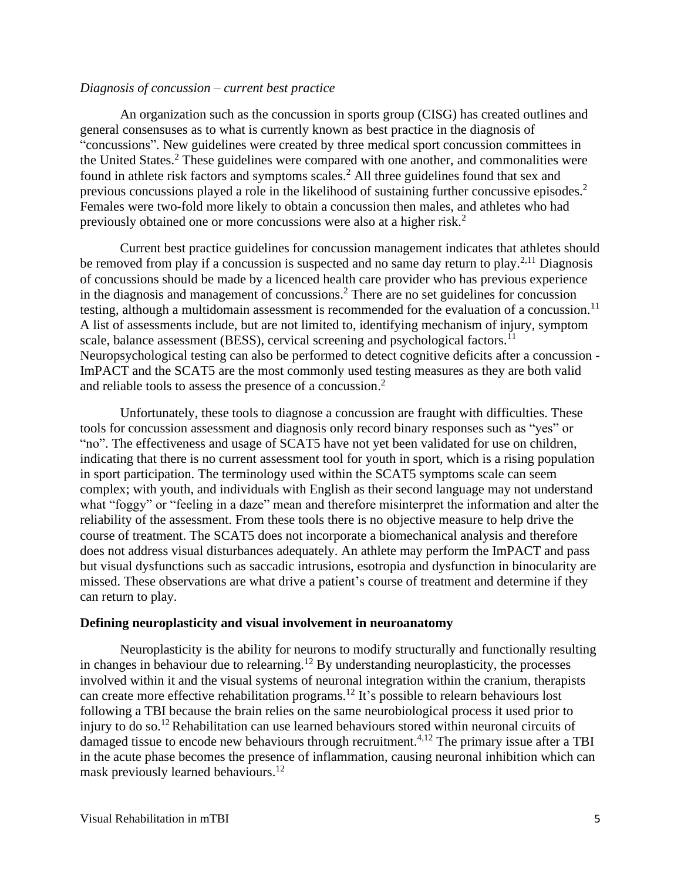*Diagnosis of concussion – current best practice*

An organization such as the concussion in sports group (CISG) has created outlines and general consensuses as to what is currently known as best practice in the diagnosis of "concussions". New guidelines were created by three medical sport concussion committees in the United States.[2] These guidelines were compared with one another, and commonalities were found in athlete risk factors and symptoms scales.[2] All three guidelines found that sex and previous concussions played a role in the likelihood of sustaining further concussive episodes.[2] Females were two-fold more likely to obtain a concussion then males, and athletes who had previously obtained one or more concussions were also at a higher risk.[2]

Current best practice guidelines for concussion management indicates that athletes should be removed from play if a concussion is suspected and no same day return to play.[2,11] Diagnosis of concussions should be made by a licenced health care provider who has previous experience in the diagnosis and management of concussions.[2] There are no set guidelines for concussion testing, although a multidomain assessment is recommended for the evaluation of a concussion.[11] A list of assessments include, but are not limited to, identifying mechanism of injury, symptom scale, balance assessment (BESS), cervical screening and psychological factors.[11] Neuropsychological testing can also be performed to detect cognitive deficits after a concussion - ImPACT and the SCAT5 are the most commonly used testing measures as they are both valid and reliable tools to assess the presence of a concussion.[2]

Unfortunately, these tools to diagnose a concussion are fraught with difficulties. These tools for concussion assessment and diagnosis only record binary responses such as "yes" or "no". The effectiveness and usage of SCAT5 have not yet been validated for use on children, indicating that there is no current assessment tool for youth in sport, which is a rising population in sport participation. The terminology used within the SCAT5 symptoms scale can seem complex; with youth, and individuals with English as their second language may not understand what "foggy" or "feeling in a daze" mean and therefore misinterpret the information and alter the reliability of the assessment. From these tools there is no objective measure to help drive the course of treatment. The SCAT5 does not incorporate a biomechanical analysis and therefore does not address visual disturbances adequately. An athlete may perform the ImPACT and pass but visual dysfunctions such as saccadic intrusions, esotropia and dysfunction in binocularity are missed. These observations are what drive a patient's course of treatment and determine if they can return to play.

**Defining neuroplasticity and visual involvement in neuroanatomy**

Neuroplasticity is the ability for neurons to modify structurally and functionally resulting in changes in behaviour due to relearning.[12] By understanding neuroplasticity, the processes involved within it and the visual systems of neuronal integration within the cranium, therapists can create more effective rehabilitation programs.[12] It's possible to relearn behaviours lost following a TBI because the brain relies on the same neurobiological process it used prior to injury to do so.[12] Rehabilitation can use learned behaviours stored within neuronal circuits of damaged tissue to encode new behaviours through recruitment.[4,12] The primary issue after a TBI in the acute phase becomes the presence of inflammation, causing neuronal inhibition which can mask previously learned behaviours.[12]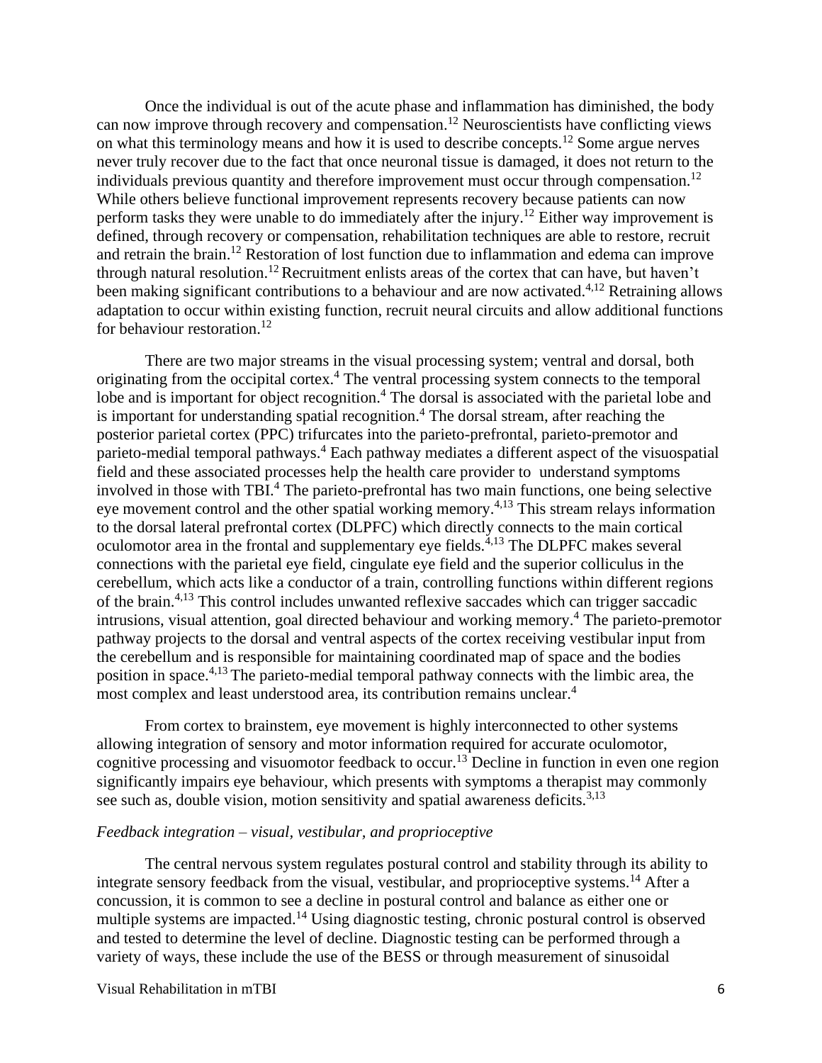Once the individual is out of the acute phase and inflammation has diminished, the body can now improve through recovery and compensation.[12] Neuroscientists have conflicting views on what this terminology means and how it is used to describe concepts.[12] Some argue nerves never truly recover due to the fact that once neuronal tissue is damaged, it does not return to the individuals previous quantity and therefore improvement must occur through compensation.[12] While others believe functional improvement represents recovery because patients can now perform tasks they were unable to do immediately after the injury.[12] Either way improvement is defined, through recovery or compensation, rehabilitation techniques are able to restore, recruit and retrain the brain.[12] Restoration of lost function due to inflammation and edema can improve through natural resolution.[12] Recruitment enlists areas of the cortex that can have, but haven't been making significant contributions to a behaviour and are now activated.[4,12] Retraining allows adaptation to occur within existing function, recruit neural circuits and allow additional functions for behaviour restoration.[12]

There are two major streams in the visual processing system; ventral and dorsal, both originating from the occipital cortex.[4] The ventral processing system connects to the temporal lobe and is important for object recognition.[4] The dorsal is associated with the parietal lobe and is important for understanding spatial recognition.[4] The dorsal stream, after reaching the posterior parietal cortex (PPC) trifurcates into the parieto-prefrontal, parieto-premotor and parieto-medial temporal pathways.[4] Each pathway mediates a different aspect of the visuospatial field and these associated processes help the health care provider to understand symptoms involved in those with TBI.[4] The parieto-prefrontal has two main functions, one being selective eye movement control and the other spatial working memory.[4,13] This stream relays information to the dorsal lateral prefrontal cortex (DLPFC) which directly connects to the main cortical oculomotor area in the frontal and supplementary eye fields.[4,13] The DLPFC makes several connections with the parietal eye field, cingulate eye field and the superior colliculus in the cerebellum, which acts like a conductor of a train, controlling functions within different regions of the brain.[4,13] This control includes unwanted reflexive saccades which can trigger saccadic intrusions, visual attention, goal directed behaviour and working memory.[4] The parieto-premotor pathway projects to the dorsal and ventral aspects of the cortex receiving vestibular input from the cerebellum and is responsible for maintaining coordinated map of space and the bodies position in space.[4,13] The parieto-medial temporal pathway connects with the limbic area, the most complex and least understood area, its contribution remains unclear.[4]

From cortex to brainstem, eye movement is highly interconnected to other systems allowing integration of sensory and motor information required for accurate oculomotor, cognitive processing and visuomotor feedback to occur.[13] Decline in function in even one region significantly impairs eye behaviour, which presents with symptoms a therapist may commonly see such as, double vision, motion sensitivity and spatial awareness deficits.[3,13]

*Feedback integration – visual, vestibular, and proprioceptive*

The central nervous system regulates postural control and stability through its ability to integrate sensory feedback from the visual, vestibular, and proprioceptive systems.[14] After a concussion, it is common to see a decline in postural control and balance as either one or multiple systems are impacted.[14] Using diagnostic testing, chronic postural control is observed and tested to determine the level of decline. Diagnostic testing can be performed through a variety of ways, these include the use of the BESS or through measurement of sinusoidal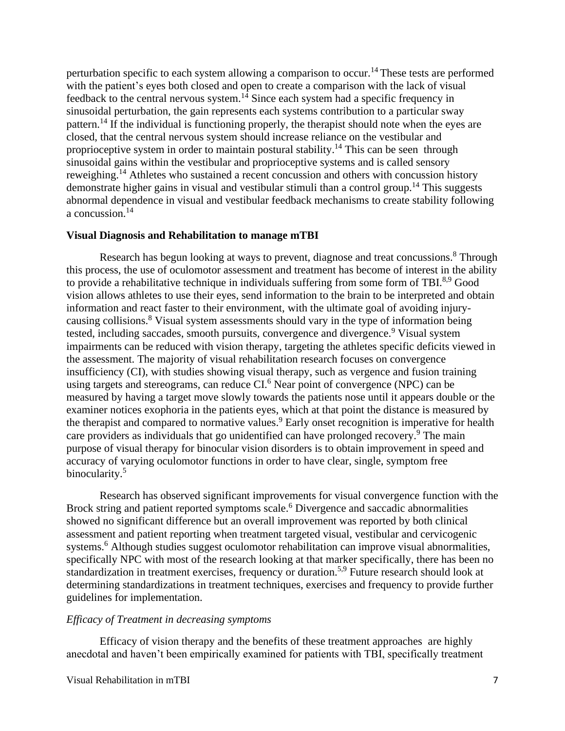perturbation specific to each system allowing a comparison to occur.[14] These tests are performed with the patient's eyes both closed and open to create a comparison with the lack of visual feedback to the central nervous system.[14] Since each system had a specific frequency in sinusoidal perturbation, the gain represents each systems contribution to a particular sway pattern.[14] If the individual is functioning properly, the therapist should note when the eyes are closed, that the central nervous system should increase reliance on the vestibular and proprioceptive system in order to maintain postural stability.[14] This can be seen through sinusoidal gains within the vestibular and proprioceptive systems and is called sensory reweighing.[14] Athletes who sustained a recent concussion and others with concussion history demonstrate higher gains in visual and vestibular stimuli than a control group.[14] This suggests abnormal dependence in visual and vestibular feedback mechanisms to create stability following a concussion.[14]

**Visual Diagnosis and Rehabilitation to manage mTBI**

Research has begun looking at ways to prevent, diagnose and treat concussions.[8] Through this process, the use of oculomotor assessment and treatment has become of interest in the ability to provide a rehabilitative technique in individuals suffering from some form of TBI.[8,9] Good vision allows athletes to use their eyes, send information to the brain to be interpreted and obtain information and react faster to their environment, with the ultimate goal of avoiding injury-causing collisions.[8] Visual system assessments should vary in the type of information being tested, including saccades, smooth pursuits, convergence and divergence.[9] Visual system impairments can be reduced with vision therapy, targeting the athletes specific deficits viewed in the assessment. The majority of visual rehabilitation research focuses on convergence insufficiency (CI), with studies showing visual therapy, such as vergence and fusion training using targets and stereograms, can reduce CI.[6] Near point of convergence (NPC) can be measured by having a target move slowly towards the patients nose until it appears double or the examiner notices exophoria in the patients eyes, which at that point the distance is measured by the therapist and compared to normative values.[9] Early onset recognition is imperative for health care providers as individuals that go unidentified can have prolonged recovery.[9] The main purpose of visual therapy for binocular vision disorders is to obtain improvement in speed and accuracy of varying oculomotor functions in order to have clear, single, symptom free binocularity.[5]

Research has observed significant improvements for visual convergence function with the Brock string and patient reported symptoms scale.[6] Divergence and saccadic abnormalities showed no significant difference but an overall improvement was reported by both clinical assessment and patient reporting when treatment targeted visual, vestibular and cervicogenic systems.[6] Although studies suggest oculomotor rehabilitation can improve visual abnormalities, specifically NPC with most of the research looking at that marker specifically, there has been no standardization in treatment exercises, frequency or duration.[5,9] Future research should look at determining standardizations in treatment techniques, exercises and frequency to provide further guidelines for implementation.

*Efficacy of Treatment in decreasing symptoms*

Efficacy of vision therapy and the benefits of these treatment approaches are highly anecdotal and haven't been empirically examined for patients with TBI, specifically treatment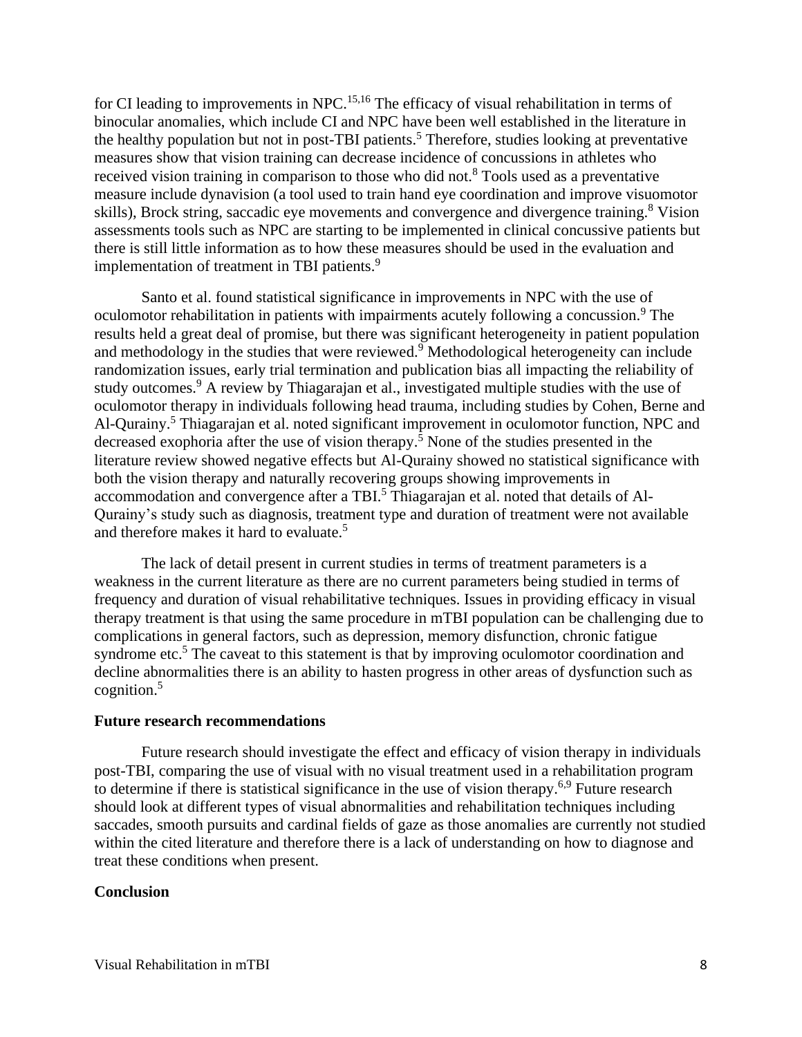for CI leading to improvements in NPC.[15,16] The efficacy of visual rehabilitation in terms of binocular anomalies, which include CI and NPC have been well established in the literature in the healthy population but not in post-TBI patients.[5] Therefore, studies looking at preventative measures show that vision training can decrease incidence of concussions in athletes who received vision training in comparison to those who did not.[8] Tools used as a preventative measure include dynavision (a tool used to train hand eye coordination and improve visuomotor skills), Brock string, saccadic eye movements and convergence and divergence training.[8] Vision assessments tools such as NPC are starting to be implemented in clinical concussive patients but there is still little information as to how these measures should be used in the evaluation and implementation of treatment in TBI patients.[9]

Santo et al. found statistical significance in improvements in NPC with the use of oculomotor rehabilitation in patients with impairments acutely following a concussion.[9] The results held a great deal of promise, but there was significant heterogeneity in patient population and methodology in the studies that were reviewed.[9] Methodological heterogeneity can include randomization issues, early trial termination and publication bias all impacting the reliability of study outcomes.[9] A review by Thiagarajan et al., investigated multiple studies with the use of oculomotor therapy in individuals following head trauma, including studies by Cohen, Berne and Al-Qurainy.[5] Thiagarajan et al. noted significant improvement in oculomotor function, NPC and decreased exophoria after the use of vision therapy.[5] None of the studies presented in the literature review showed negative effects but Al-Qurainy showed no statistical significance with both the vision therapy and naturally recovering groups showing improvements in accommodation and convergence after a TBI.[5] Thiagarajan et al. noted that details of Al-Qurainy's study such as diagnosis, treatment type and duration of treatment were not available and therefore makes it hard to evaluate.[5]

The lack of detail present in current studies in terms of treatment parameters is a weakness in the current literature as there are no current parameters being studied in terms of frequency and duration of visual rehabilitative techniques. Issues in providing efficacy in visual therapy treatment is that using the same procedure in mTBI population can be challenging due to complications in general factors, such as depression, memory disfunction, chronic fatigue syndrome etc.[5] The caveat to this statement is that by improving oculomotor coordination and decline abnormalities there is an ability to hasten progress in other areas of dysfunction such as cognition.[5]

**Future research recommendations**

Future research should investigate the effect and efficacy of vision therapy in individuals post-TBI, comparing the use of visual with no visual treatment used in a rehabilitation program to determine if there is statistical significance in the use of vision therapy.[6,9] Future research should look at different types of visual abnormalities and rehabilitation techniques including saccades, smooth pursuits and cardinal fields of gaze as those anomalies are currently not studied within the cited literature and therefore there is a lack of understanding on how to diagnose and treat these conditions when present.

**Conclusion**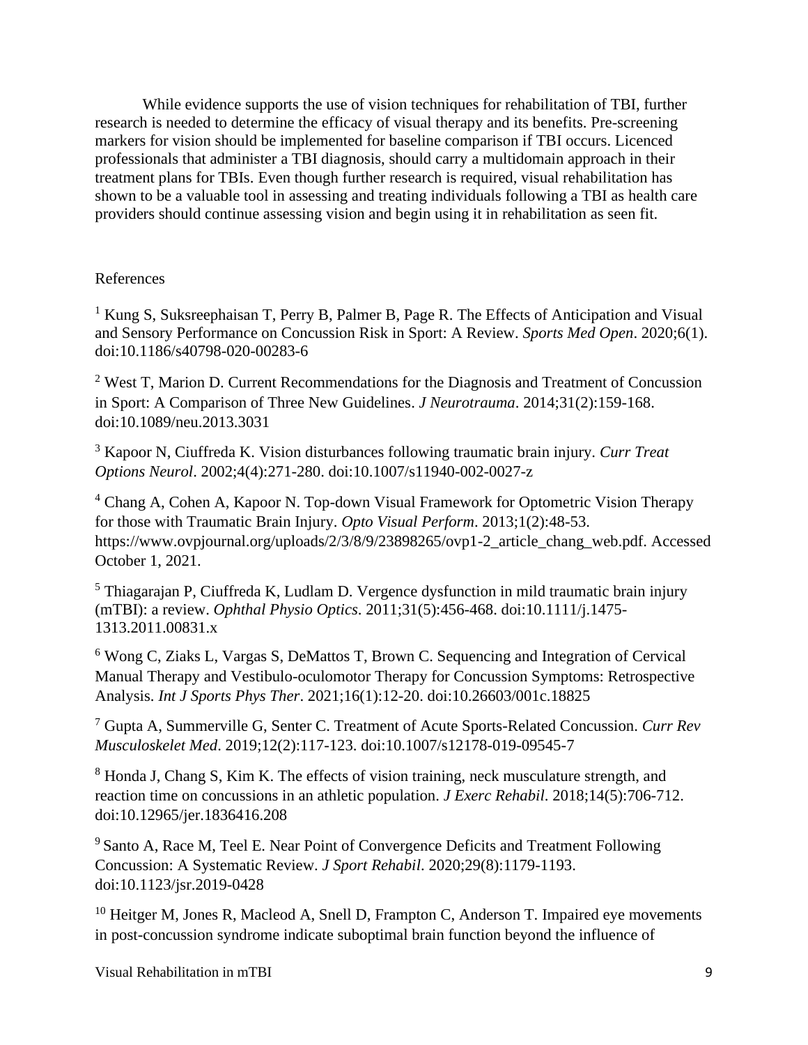While evidence supports the use of vision techniques for rehabilitation of TBI, further research is needed to determine the efficacy of visual therapy and its benefits. Pre-screening markers for vision should be implemented for baseline comparison if TBI occurs. Licenced professionals that administer a TBI diagnosis, should carry a multidomain approach in their treatment plans for TBIs. Even though further research is required, visual rehabilitation has shown to be a valuable tool in assessing and treating individuals following a TBI as health care providers should continue assessing vision and begin using it in rehabilitation as seen fit.

References

[1] Kung S, Suksreephaisan T, Perry B, Palmer B, Page R. The Effects of Anticipation and Visual and Sensory Performance on Concussion Risk in Sport: A Review. *Sports Med Open*. 2020;6(1). doi:10.1186/s40798-020-00283-6

[2] West T, Marion D. Current Recommendations for the Diagnosis and Treatment of Concussion in Sport: A Comparison of Three New Guidelines. *J Neurotrauma*. 2014;31(2):159-168. doi:10.1089/neu.2013.3031

[3] Kapoor N, Ciuffreda K. Vision disturbances following traumatic brain injury. *Curr Treat Options Neurol*. 2002;4(4):271-280. doi:10.1007/s11940-002-0027-z

[4] Chang A, Cohen A, Kapoor N. Top-down Visual Framework for Optometric Vision Therapy for those with Traumatic Brain Injury. *Opto Visual Perform*. 2013;1(2):48-53. https://www.ovpjournal.org/uploads/2/3/8/9/23898265/ovp1-2_article_chang_web.pdf. Accessed October 1, 2021.

[5] Thiagarajan P, Ciuffreda K, Ludlam D. Vergence dysfunction in mild traumatic brain injury (mTBI): a review. *Ophthal Physio Optics*. 2011;31(5):456-468. doi:10.1111/j.1475-1313.2011.00831.x

[6] Wong C, Ziaks L, Vargas S, DeMattos T, Brown C. Sequencing and Integration of Cervical Manual Therapy and Vestibulo-oculomotor Therapy for Concussion Symptoms: Retrospective Analysis. *Int J Sports Phys Ther*. 2021;16(1):12-20. doi:10.26603/001c.18825

[7] Gupta A, Summerville G, Senter C. Treatment of Acute Sports-Related Concussion. *Curr Rev Musculoskelet Med*. 2019;12(2):117-123. doi:10.1007/s12178-019-09545-7

[8] Honda J, Chang S, Kim K. The effects of vision training, neck musculature strength, and reaction time on concussions in an athletic population. *J Exerc Rehabil*. 2018;14(5):706-712. doi:10.12965/jer.1836416.208

[9] Santo A, Race M, Teel E. Near Point of Convergence Deficits and Treatment Following Concussion: A Systematic Review. *J Sport Rehabil*. 2020;29(8):1179-1193. doi:10.1123/jsr.2019-0428

[10] Heitger M, Jones R, Macleod A, Snell D, Frampton C, Anderson T. Impaired eye movements in post-concussion syndrome indicate suboptimal brain function beyond the influence of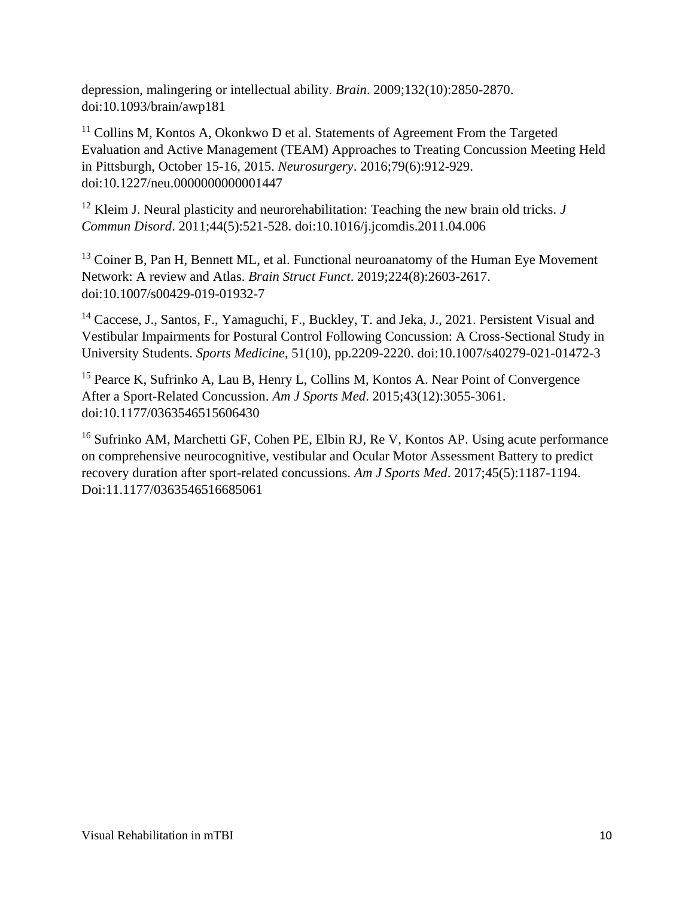depression, malingering or intellectual ability. *Brain*. 2009;132(10):2850-2870. doi:10.1093/brain/awp181

[11] Collins M, Kontos A, Okonkwo D et al. Statements of Agreement From the Targeted Evaluation and Active Management (TEAM) Approaches to Treating Concussion Meeting Held in Pittsburgh, October 15-16, 2015. *Neurosurgery*. 2016;79(6):912-929. doi:10.1227/neu.0000000000001447

[12] Kleim J. Neural plasticity and neurorehabilitation: Teaching the new brain old tricks. *J Commun Disord*. 2011;44(5):521-528. doi:10.1016/j.jcomdis.2011.04.006

[13] Coiner B, Pan H, Bennett ML, et al. Functional neuroanatomy of the Human Eye Movement Network: A review and Atlas. *Brain Struct Funct*. 2019;224(8):2603-2617. doi:10.1007/s00429-019-01932-7

[14] Caccese, J., Santos, F., Yamaguchi, F., Buckley, T. and Jeka, J., 2021. Persistent Visual and Vestibular Impairments for Postural Control Following Concussion: A Cross-Sectional Study in University Students. *Sports Medicine*, 51(10), pp.2209-2220. doi:10.1007/s40279-021-01472-3

[15] Pearce K, Sufrinko A, Lau B, Henry L, Collins M, Kontos A. Near Point of Convergence After a Sport-Related Concussion. *Am J Sports Med*. 2015;43(12):3055-3061. doi:10.1177/0363546515606430

[16] Sufrinko AM, Marchetti GF, Cohen PE, Elbin RJ, Re V, Kontos AP. Using acute performance on comprehensive neurocognitive, vestibular and Ocular Motor Assessment Battery to predict recovery duration after sport-related concussions. *Am J Sports Med*. 2017;45(5):1187-1194. Doi:11.1177/0363546516685061